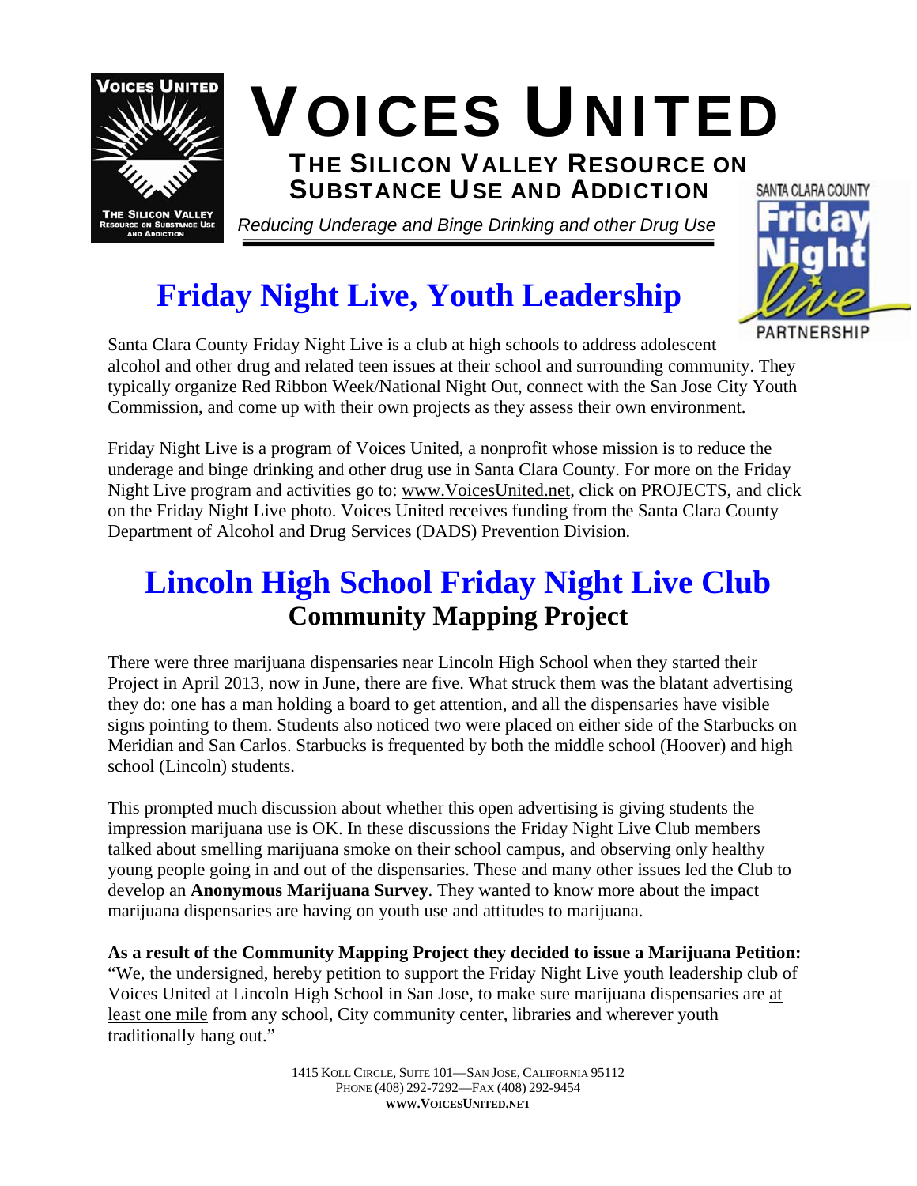# VOICES UNITED

## THE SILICON VALLEY RESOURCE ON SUBSTANCE USE AND ADDICTION

*Reducing Underage and Binge Drinking and other Drug Use*

## Friday Night Live, Youth Leadership

Santa Clara County Friday Night Live is a club at high schools to address adolescent alcohol and other drug and related teen issues at their school and surrounding community. They typically organize Red Ribbon Week/National Night Out, connect with the San Jose City Youth Commission, and come up with their own projects as they assess their own environment.

Friday Night Live is a program of Voices United, a nonprofit whose mission is to reduce the underage and binge drinking and other drug use in Santa Clara County. For more on the Friday Night Live program and activities go to: www.VoicesUnited.net, click on PROJECTS, and click on the Friday Night Live photo. Voices United receives funding from the Santa Clara County Department of Alcohol and Drug Services (DADS) Prevention Division.

## Lincoln High School Friday Night Live Club

### Community Mapping Project

There were three marijuana dispensaries near Lincoln High School when they started their Project in April 2013, now in June, there are five. What struck them was the blatant advertising they do: one has a man holding a board to get attention, and all the dispensaries have visible signs pointing to them. Students also noticed two were placed on either side of the Starbucks on Meridian and San Carlos. Starbucks is frequented by both the middle school (Hoover) and high school (Lincoln) students.

This prompted much discussion about whether this open advertising is giving students the impression marijuana use is OK. In these discussions the Friday Night Live Club members talked about smelling marijuana smoke on their school campus, and observing only healthy young people going in and out of the dispensaries. These and many other issues led the Club to develop an **Anonymous Marijuana Survey**. They wanted to know more about the impact marijuana dispensaries are having on youth use and attitudes to marijuana.

**As a result of the Community Mapping Project they decided to issue a Marijuana Petition:** "We, the undersigned, hereby petition to support the Friday Night Live youth leadership club of Voices United at Lincoln High School in San Jose, to make sure marijuana dispensaries are at least one mile from any school, City community center, libraries and wherever youth traditionally hang out."

1415 Koll Circle, Suite 101—San Jose, California 95112
Phone (408) 292-7292—Fax (408) 292-9454
**www.VoicesUnited.net**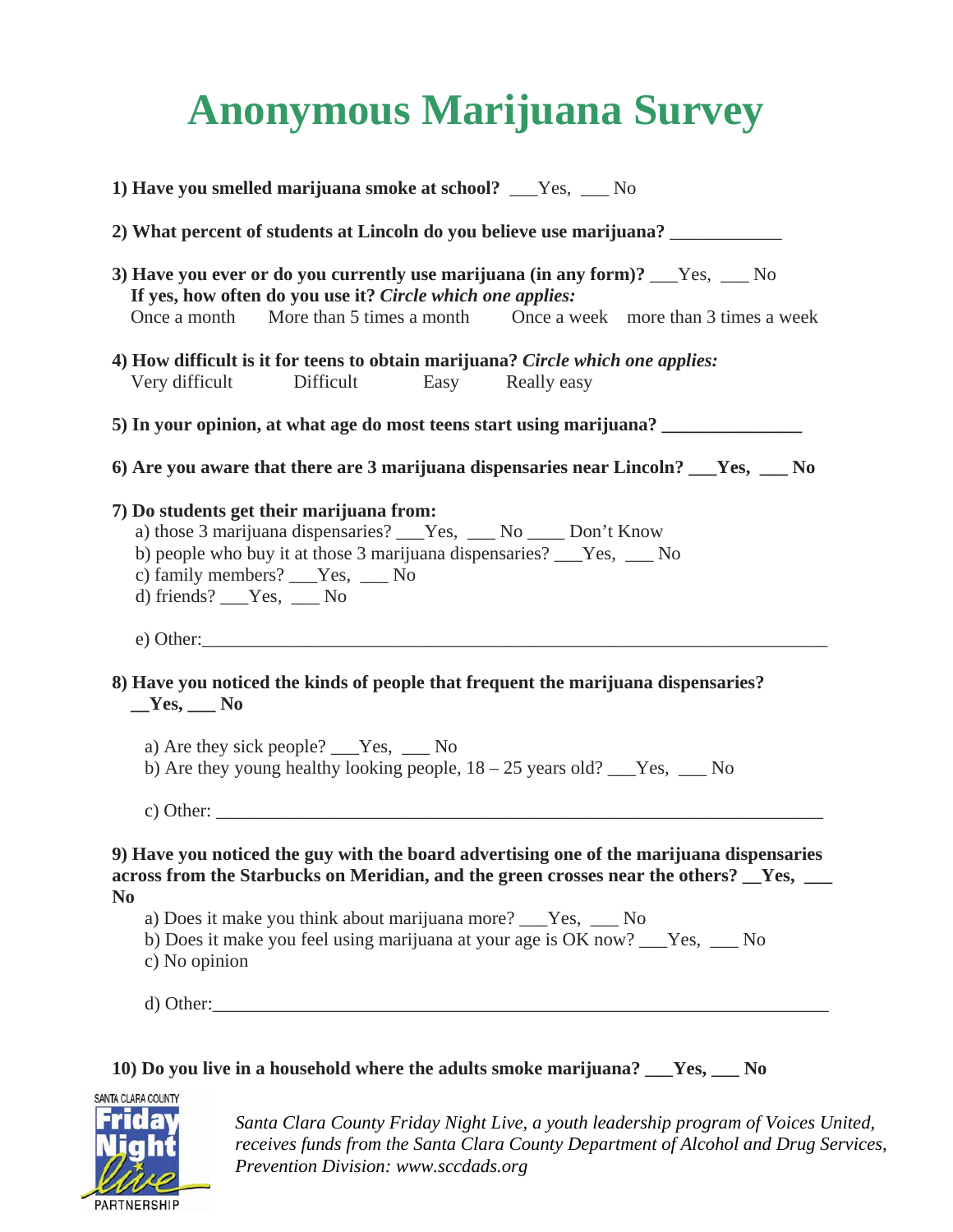# Anonymous Marijuana Survey

**1) Have you smelled marijuana smoke at school?** ___Yes, ___ No

**2) What percent of students at Lincoln do you believe use marijuana?** ____________

**3) Have you ever or do you currently use marijuana (in any form)?** ___Yes, ___ No
**If yes, how often do you use it?** ***Circle which one applies:***
Once a month     More than 5 times a month     Once a week     more than 3 times a week

**4) How difficult is it for teens to obtain marijuana?** ***Circle which one applies:***
Very difficult     Difficult     Easy     Really easy

**5) In your opinion, at what age do most teens start using marijuana? _______________**

**6) Are you aware that there are 3 marijuana dispensaries near Lincoln? ___Yes, ___ No**

**7) Do students get their marijuana from:**

a) those 3 marijuana dispensaries? ___Yes, ___ No ____ Don't Know
b) people who buy it at those 3 marijuana dispensaries? ___Yes, ___ No
c) family members? ___Yes, ___ No
d) friends? ___Yes, ___ No

e) Other:______________________________________________________________________

**8) Have you noticed the kinds of people that frequent the marijuana dispensaries?**
**__Yes, ___ No**

a) Are they sick people? ___Yes, ___ No
b) Are they young healthy looking people, 18 – 25 years old? ___Yes, ___ No

c) Other: _____________________________________________________________________

**9) Have you noticed the guy with the board advertising one of the marijuana dispensaries across from the Starbucks on Meridian, and the green crosses near the others? __Yes, ___ No**

a) Does it make you think about marijuana more? ___Yes, ___ No
b) Does it make you feel using marijuana at your age is OK now? ___Yes, ___ No
c) No opinion

d) Other:______________________________________________________________________

**10) Do you live in a household where the adults smoke marijuana? ___Yes, ___ No**

SANTA CLARA COUNTY Friday Night Live PARTNERSHIP

*Santa Clara County Friday Night Live, a youth leadership program of Voices United, receives funds from the Santa Clara County Department of Alcohol and Drug Services, Prevention Division: www.sccdads.org*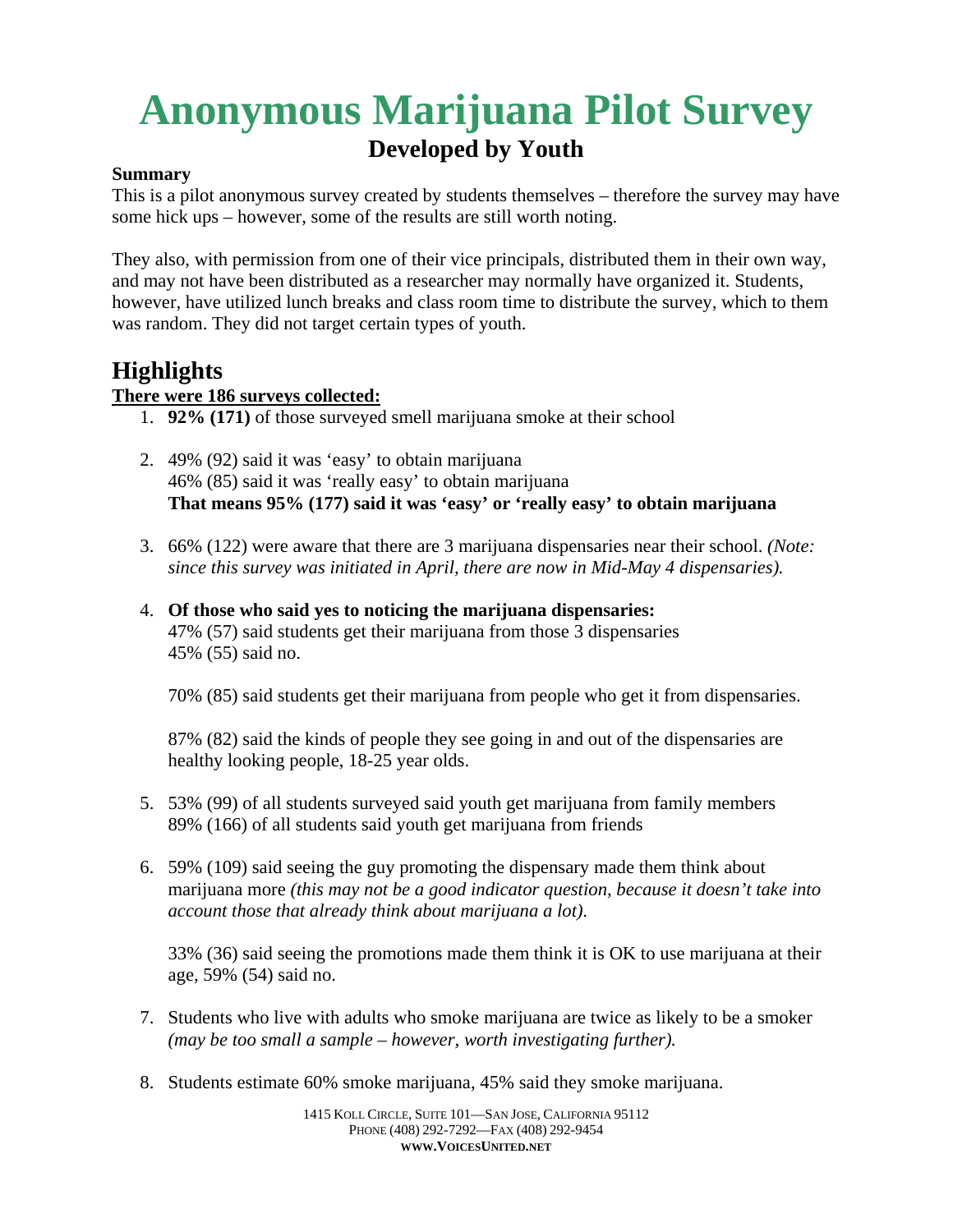# Anonymous Marijuana Pilot Survey

## Developed by Youth

**Summary**

This is a pilot anonymous survey created by students themselves – therefore the survey may have some hick ups – however, some of the results are still worth noting.

They also, with permission from one of their vice principals, distributed them in their own way, and may not have been distributed as a researcher may normally have organized it. Students, however, have utilized lunch breaks and class room time to distribute the survey, which to them was random. They did not target certain types of youth.

## Highlights

**There were 186 surveys collected:**

1. **92% (171)** of those surveyed smell marijuana smoke at their school

2. 49% (92) said it was 'easy' to obtain marijuana
   46% (85) said it was 'really easy' to obtain marijuana
   **That means 95% (177) said it was 'easy' or 'really easy' to obtain marijuana**

3. 66% (122) were aware that there are 3 marijuana dispensaries near their school. *(Note: since this survey was initiated in April, there are now in Mid-May 4 dispensaries).*

4. **Of those who said yes to noticing the marijuana dispensaries:**
   47% (57) said students get their marijuana from those 3 dispensaries
   45% (55) said no.

   70% (85) said students get their marijuana from people who get it from dispensaries.

   87% (82) said the kinds of people they see going in and out of the dispensaries are healthy looking people, 18-25 year olds.

5. 53% (99) of all students surveyed said youth get marijuana from family members
   89% (166) of all students said youth get marijuana from friends

6. 59% (109) said seeing the guy promoting the dispensary made them think about marijuana more *(this may not be a good indicator question, because it doesn't take into account those that already think about marijuana a lot).*

   33% (36) said seeing the promotions made them think it is OK to use marijuana at their age, 59% (54) said no.

7. Students who live with adults who smoke marijuana are twice as likely to be a smoker *(may be too small a sample – however, worth investigating further).*

8. Students estimate 60% smoke marijuana, 45% said they smoke marijuana.

1415 Koll Circle, Suite 101—San Jose, California 95112
Phone (408) 292-7292—Fax (408) 292-9454
**www.VoicesUnited.net**